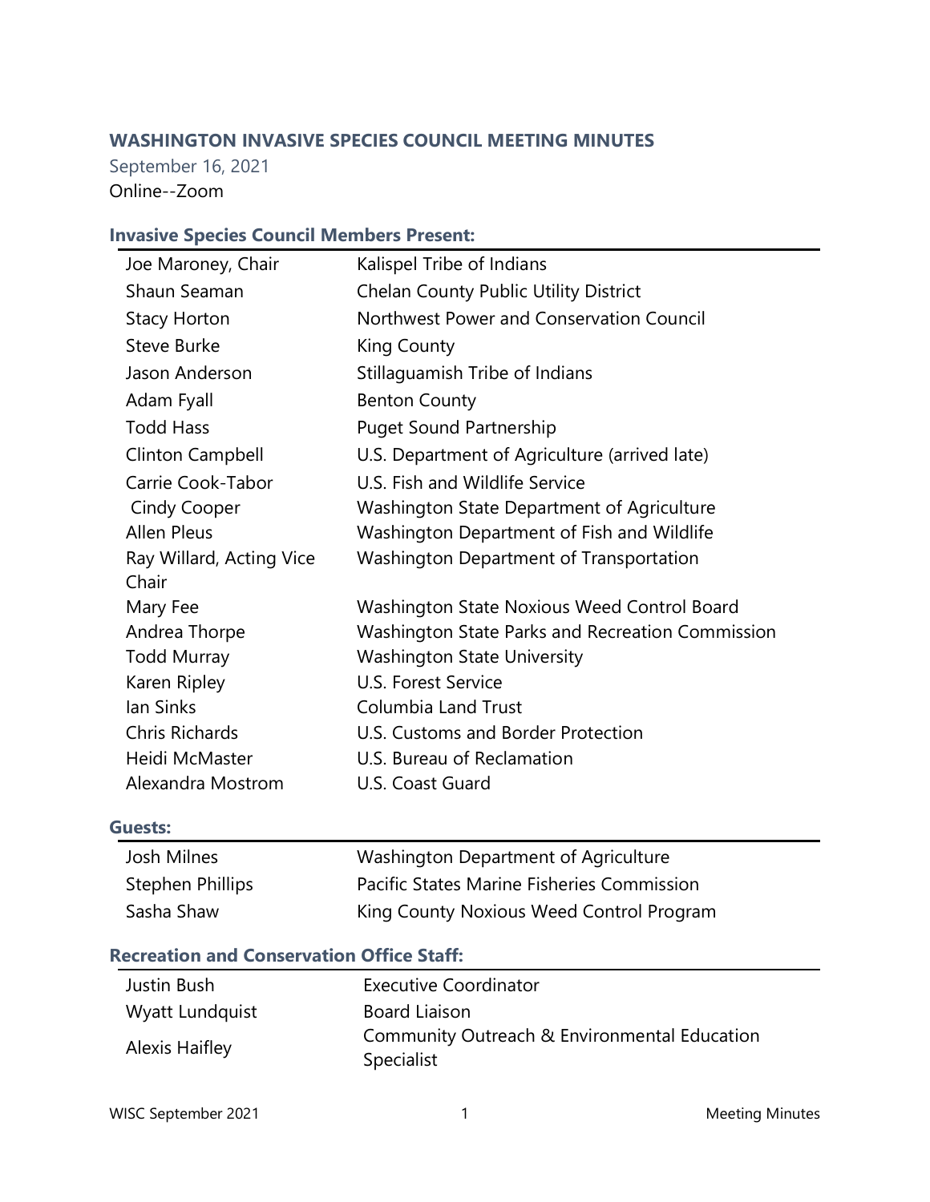# WASHINGTON INVASIVE SPECIES COUNCIL MEETING MINUTES

September 16, 2021

Online--Zoom

## Invasive Species Council Members Present:

| | |
|---|---|
| Joe Maroney, Chair | Kalispel Tribe of Indians |
| Shaun Seaman | Chelan County Public Utility District |
| Stacy Horton | Northwest Power and Conservation Council |
| Steve Burke | King County |
| Jason Anderson | Stillaguamish Tribe of Indians |
| Adam Fyall | Benton County |
| Todd Hass | Puget Sound Partnership |
| Clinton Campbell | U.S. Department of Agriculture (arrived late) |
| Carrie Cook-Tabor | U.S. Fish and Wildlife Service |
| Cindy Cooper | Washington State Department of Agriculture |
| Allen Pleus | Washington Department of Fish and Wildlife |
| Ray Willard, Acting Vice Chair | Washington Department of Transportation |
| Mary Fee | Washington State Noxious Weed Control Board |
| Andrea Thorpe | Washington State Parks and Recreation Commission |
| Todd Murray | Washington State University |
| Karen Ripley | U.S. Forest Service |
| Ian Sinks | Columbia Land Trust |
| Chris Richards | U.S. Customs and Border Protection |
| Heidi McMaster | U.S. Bureau of Reclamation |
| Alexandra Mostrom | U.S. Coast Guard |

## Guests:

| | |
|---|---|
| Josh Milnes | Washington Department of Agriculture |
| Stephen Phillips | Pacific States Marine Fisheries Commission |
| Sasha Shaw | King County Noxious Weed Control Program |

## Recreation and Conservation Office Staff:

| | |
|---|---|
| Justin Bush | Executive Coordinator |
| Wyatt Lundquist | Board Liaison |
| Alexis Haifley | Community Outreach & Environmental Education Specialist |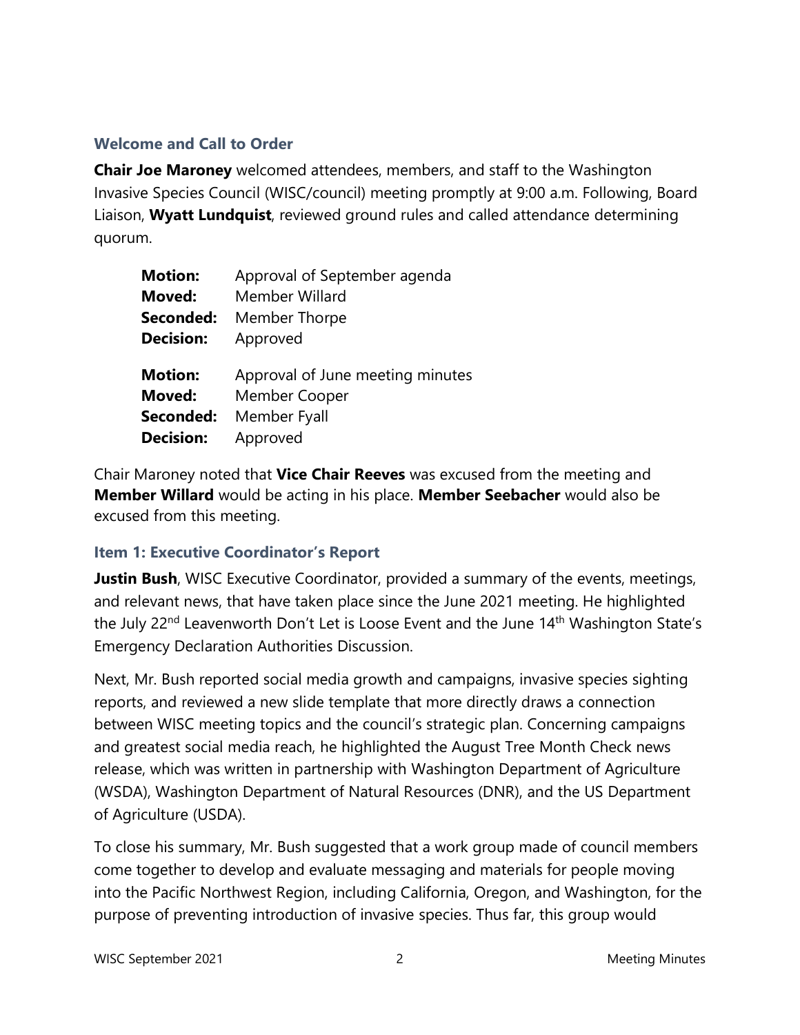### Welcome and Call to Order

**Chair Joe Maroney** welcomed attendees, members, and staff to the Washington Invasive Species Council (WISC/council) meeting promptly at 9:00 a.m. Following, Board Liaison, **Wyatt Lundquist**, reviewed ground rules and called attendance determining quorum.

**Motion:** Approval of September agenda
**Moved:** Member Willard
**Seconded:** Member Thorpe
**Decision:** Approved

**Motion:** Approval of June meeting minutes
**Moved:** Member Cooper
**Seconded:** Member Fyall
**Decision:** Approved

Chair Maroney noted that **Vice Chair Reeves** was excused from the meeting and **Member Willard** would be acting in his place. **Member Seebacher** would also be excused from this meeting.

### Item 1: Executive Coordinator's Report

**Justin Bush**, WISC Executive Coordinator, provided a summary of the events, meetings, and relevant news, that have taken place since the June 2021 meeting. He highlighted the July 22nd Leavenworth Don't Let is Loose Event and the June 14th Washington State's Emergency Declaration Authorities Discussion.

Next, Mr. Bush reported social media growth and campaigns, invasive species sighting reports, and reviewed a new slide template that more directly draws a connection between WISC meeting topics and the council's strategic plan. Concerning campaigns and greatest social media reach, he highlighted the August Tree Month Check news release, which was written in partnership with Washington Department of Agriculture (WSDA), Washington Department of Natural Resources (DNR), and the US Department of Agriculture (USDA).

To close his summary, Mr. Bush suggested that a work group made of council members come together to develop and evaluate messaging and materials for people moving into the Pacific Northwest Region, including California, Oregon, and Washington, for the purpose of preventing introduction of invasive species. Thus far, this group would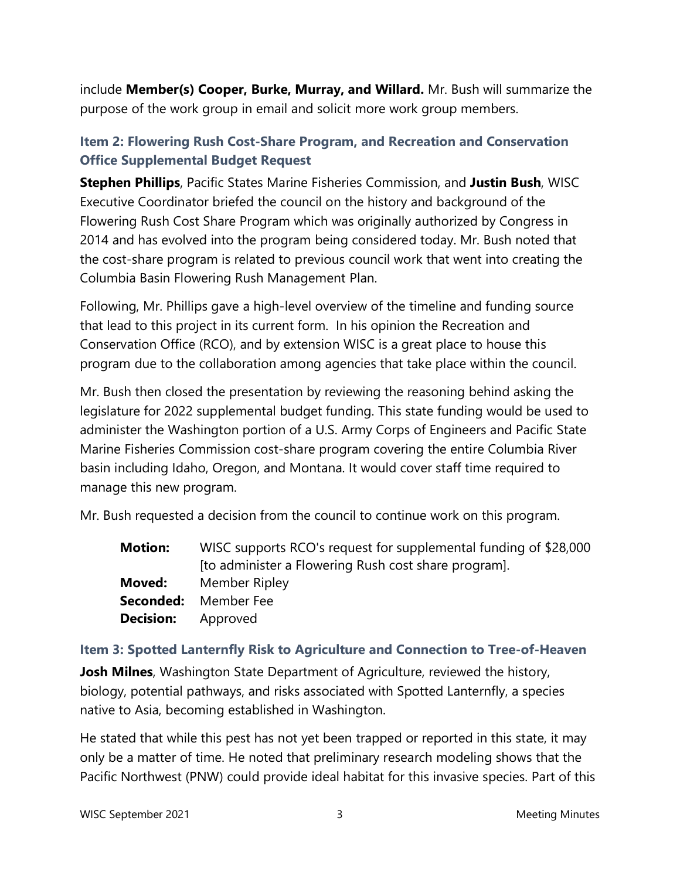include **Member(s) Cooper, Burke, Murray, and Willard.** Mr. Bush will summarize the purpose of the work group in email and solicit more work group members.

### Item 2: Flowering Rush Cost-Share Program, and Recreation and Conservation Office Supplemental Budget Request

**Stephen Phillips**, Pacific States Marine Fisheries Commission, and **Justin Bush**, WISC Executive Coordinator briefed the council on the history and background of the Flowering Rush Cost Share Program which was originally authorized by Congress in 2014 and has evolved into the program being considered today. Mr. Bush noted that the cost-share program is related to previous council work that went into creating the Columbia Basin Flowering Rush Management Plan.

Following, Mr. Phillips gave a high-level overview of the timeline and funding source that lead to this project in its current form. In his opinion the Recreation and Conservation Office (RCO), and by extension WISC is a great place to house this program due to the collaboration among agencies that take place within the council.

Mr. Bush then closed the presentation by reviewing the reasoning behind asking the legislature for 2022 supplemental budget funding. This state funding would be used to administer the Washington portion of a U.S. Army Corps of Engineers and Pacific State Marine Fisheries Commission cost-share program covering the entire Columbia River basin including Idaho, Oregon, and Montana. It would cover staff time required to manage this new program.

Mr. Bush requested a decision from the council to continue work on this program.

| | |
|---|---|
| **Motion:** | WISC supports RCO's request for supplemental funding of $28,000 [to administer a Flowering Rush cost share program]. |
| **Moved:** | Member Ripley |
| **Seconded:** | Member Fee |
| **Decision:** | Approved |

### Item 3: Spotted Lanternfly Risk to Agriculture and Connection to Tree-of-Heaven

**Josh Milnes**, Washington State Department of Agriculture, reviewed the history, biology, potential pathways, and risks associated with Spotted Lanternfly, a species native to Asia, becoming established in Washington.

He stated that while this pest has not yet been trapped or reported in this state, it may only be a matter of time. He noted that preliminary research modeling shows that the Pacific Northwest (PNW) could provide ideal habitat for this invasive species. Part of this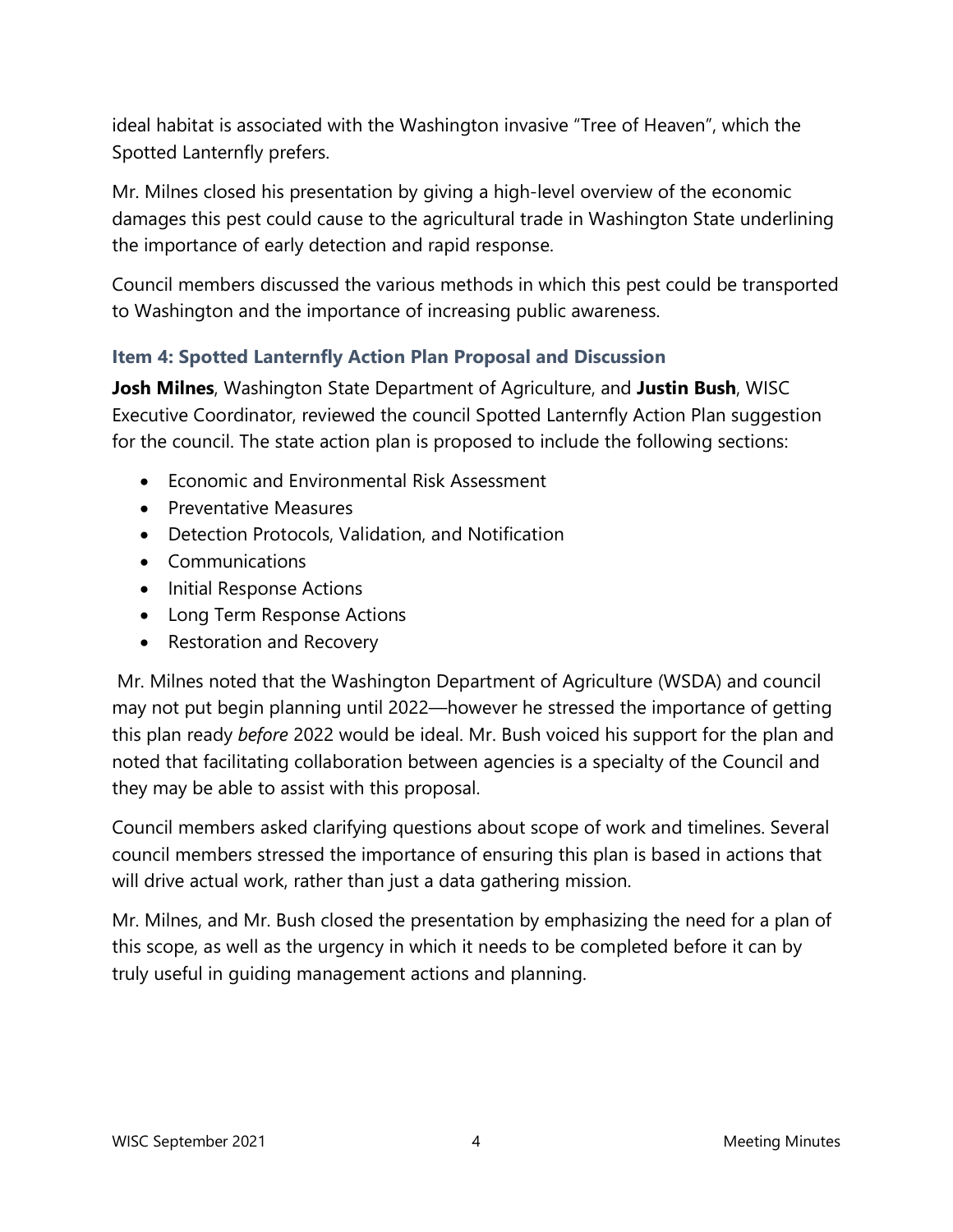ideal habitat is associated with the Washington invasive "Tree of Heaven", which the Spotted Lanternfly prefers.

Mr. Milnes closed his presentation by giving a high-level overview of the economic damages this pest could cause to the agricultural trade in Washington State underlining the importance of early detection and rapid response.

Council members discussed the various methods in which this pest could be transported to Washington and the importance of increasing public awareness.

### Item 4: Spotted Lanternfly Action Plan Proposal and Discussion

**Josh Milnes**, Washington State Department of Agriculture, and **Justin Bush**, WISC Executive Coordinator, reviewed the council Spotted Lanternfly Action Plan suggestion for the council. The state action plan is proposed to include the following sections:

- Economic and Environmental Risk Assessment
- Preventative Measures
- Detection Protocols, Validation, and Notification
- Communications
- Initial Response Actions
- Long Term Response Actions
- Restoration and Recovery

Mr. Milnes noted that the Washington Department of Agriculture (WSDA) and council may not put begin planning until 2022—however he stressed the importance of getting this plan ready *before* 2022 would be ideal. Mr. Bush voiced his support for the plan and noted that facilitating collaboration between agencies is a specialty of the Council and they may be able to assist with this proposal.

Council members asked clarifying questions about scope of work and timelines. Several council members stressed the importance of ensuring this plan is based in actions that will drive actual work, rather than just a data gathering mission.

Mr. Milnes, and Mr. Bush closed the presentation by emphasizing the need for a plan of this scope, as well as the urgency in which it needs to be completed before it can by truly useful in guiding management actions and planning.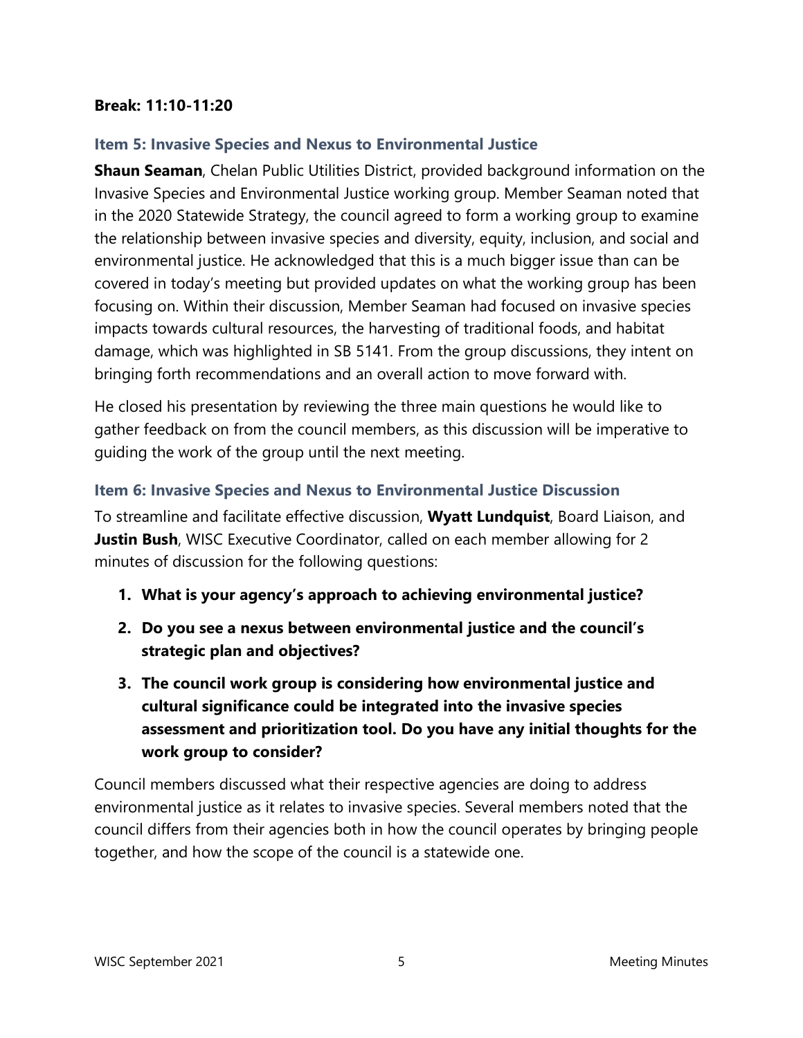**Break: 11:10-11:20**

### Item 5: Invasive Species and Nexus to Environmental Justice

**Shaun Seaman**, Chelan Public Utilities District, provided background information on the Invasive Species and Environmental Justice working group. Member Seaman noted that in the 2020 Statewide Strategy, the council agreed to form a working group to examine the relationship between invasive species and diversity, equity, inclusion, and social and environmental justice. He acknowledged that this is a much bigger issue than can be covered in today's meeting but provided updates on what the working group has been focusing on. Within their discussion, Member Seaman had focused on invasive species impacts towards cultural resources, the harvesting of traditional foods, and habitat damage, which was highlighted in SB 5141. From the group discussions, they intent on bringing forth recommendations and an overall action to move forward with.

He closed his presentation by reviewing the three main questions he would like to gather feedback on from the council members, as this discussion will be imperative to guiding the work of the group until the next meeting.

### Item 6: Invasive Species and Nexus to Environmental Justice Discussion

To streamline and facilitate effective discussion, **Wyatt Lundquist**, Board Liaison, and **Justin Bush**, WISC Executive Coordinator, called on each member allowing for 2 minutes of discussion for the following questions:

1. **What is your agency's approach to achieving environmental justice?**
2. **Do you see a nexus between environmental justice and the council's strategic plan and objectives?**
3. **The council work group is considering how environmental justice and cultural significance could be integrated into the invasive species assessment and prioritization tool. Do you have any initial thoughts for the work group to consider?**

Council members discussed what their respective agencies are doing to address environmental justice as it relates to invasive species. Several members noted that the council differs from their agencies both in how the council operates by bringing people together, and how the scope of the council is a statewide one.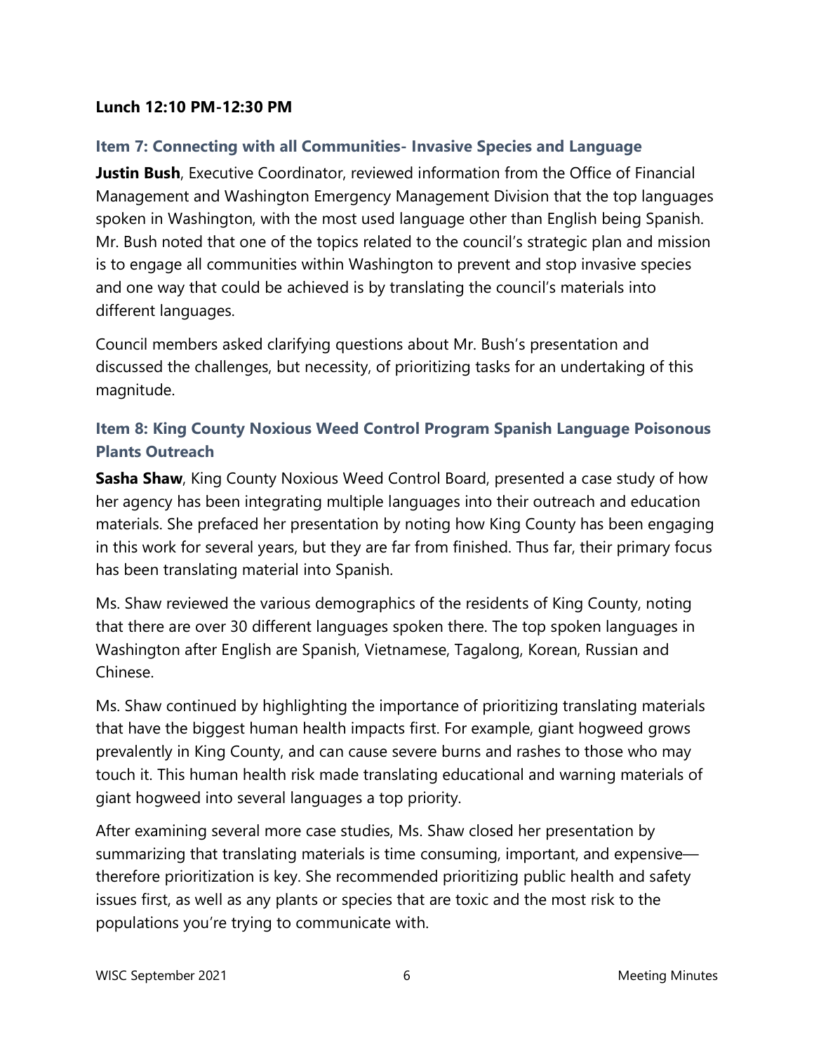**Lunch 12:10 PM-12:30 PM**

### Item 7: Connecting with all Communities- Invasive Species and Language

**Justin Bush**, Executive Coordinator, reviewed information from the Office of Financial Management and Washington Emergency Management Division that the top languages spoken in Washington, with the most used language other than English being Spanish. Mr. Bush noted that one of the topics related to the council's strategic plan and mission is to engage all communities within Washington to prevent and stop invasive species and one way that could be achieved is by translating the council's materials into different languages.

Council members asked clarifying questions about Mr. Bush's presentation and discussed the challenges, but necessity, of prioritizing tasks for an undertaking of this magnitude.

### Item 8: King County Noxious Weed Control Program Spanish Language Poisonous Plants Outreach

**Sasha Shaw**, King County Noxious Weed Control Board, presented a case study of how her agency has been integrating multiple languages into their outreach and education materials. She prefaced her presentation by noting how King County has been engaging in this work for several years, but they are far from finished. Thus far, their primary focus has been translating material into Spanish.

Ms. Shaw reviewed the various demographics of the residents of King County, noting that there are over 30 different languages spoken there. The top spoken languages in Washington after English are Spanish, Vietnamese, Tagalong, Korean, Russian and Chinese.

Ms. Shaw continued by highlighting the importance of prioritizing translating materials that have the biggest human health impacts first. For example, giant hogweed grows prevalently in King County, and can cause severe burns and rashes to those who may touch it. This human health risk made translating educational and warning materials of giant hogweed into several languages a top priority.

After examining several more case studies, Ms. Shaw closed her presentation by summarizing that translating materials is time consuming, important, and expensive—therefore prioritization is key. She recommended prioritizing public health and safety issues first, as well as any plants or species that are toxic and the most risk to the populations you're trying to communicate with.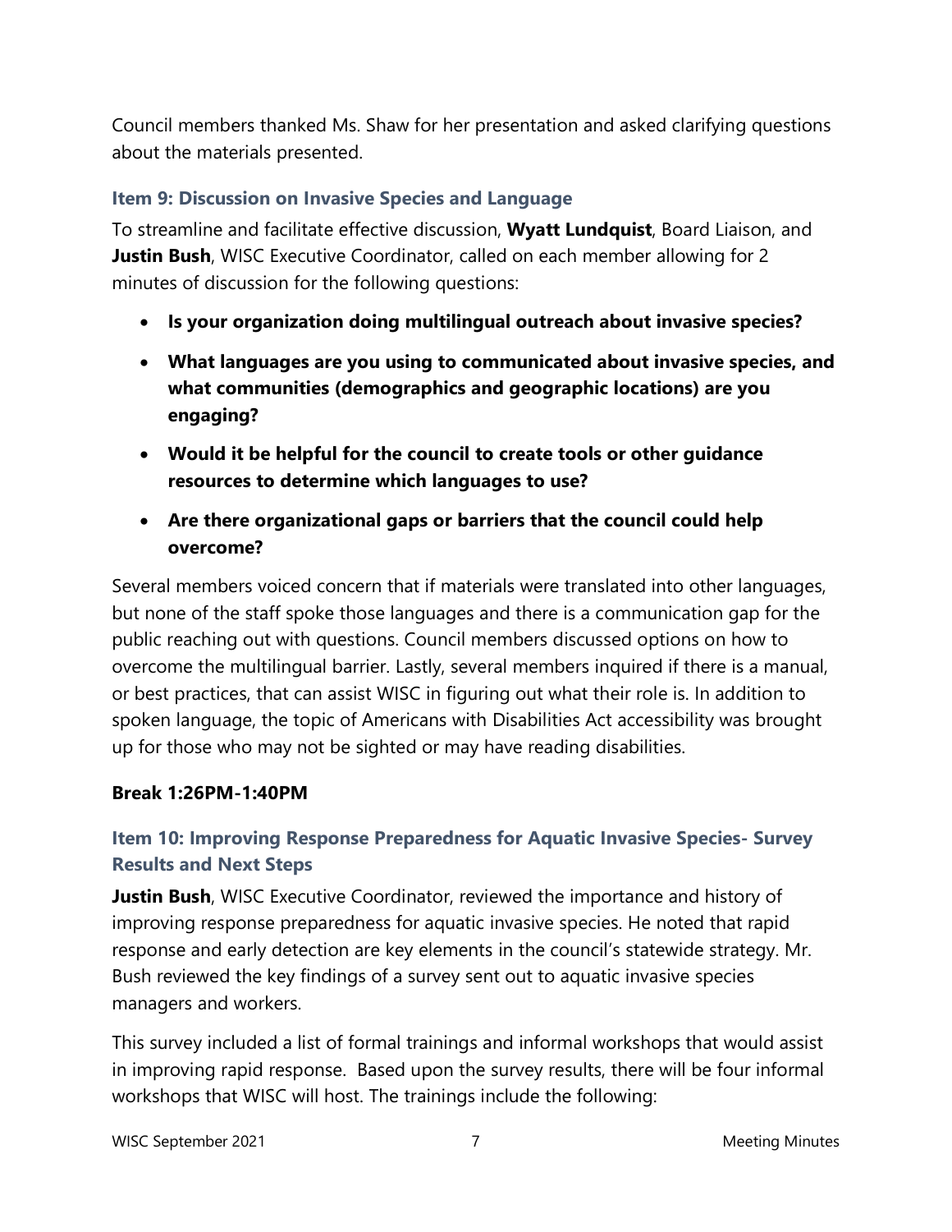Council members thanked Ms. Shaw for her presentation and asked clarifying questions about the materials presented.

### Item 9: Discussion on Invasive Species and Language

To streamline and facilitate effective discussion, **Wyatt Lundquist**, Board Liaison, and **Justin Bush**, WISC Executive Coordinator, called on each member allowing for 2 minutes of discussion for the following questions:

- **Is your organization doing multilingual outreach about invasive species?**
- **What languages are you using to communicated about invasive species, and what communities (demographics and geographic locations) are you engaging?**
- **Would it be helpful for the council to create tools or other guidance resources to determine which languages to use?**
- **Are there organizational gaps or barriers that the council could help overcome?**

Several members voiced concern that if materials were translated into other languages, but none of the staff spoke those languages and there is a communication gap for the public reaching out with questions. Council members discussed options on how to overcome the multilingual barrier. Lastly, several members inquired if there is a manual, or best practices, that can assist WISC in figuring out what their role is. In addition to spoken language, the topic of Americans with Disabilities Act accessibility was brought up for those who may not be sighted or may have reading disabilities.

**Break 1:26PM-1:40PM**

### Item 10: Improving Response Preparedness for Aquatic Invasive Species- Survey Results and Next Steps

**Justin Bush**, WISC Executive Coordinator, reviewed the importance and history of improving response preparedness for aquatic invasive species. He noted that rapid response and early detection are key elements in the council's statewide strategy. Mr. Bush reviewed the key findings of a survey sent out to aquatic invasive species managers and workers.

This survey included a list of formal trainings and informal workshops that would assist in improving rapid response. Based upon the survey results, there will be four informal workshops that WISC will host. The trainings include the following: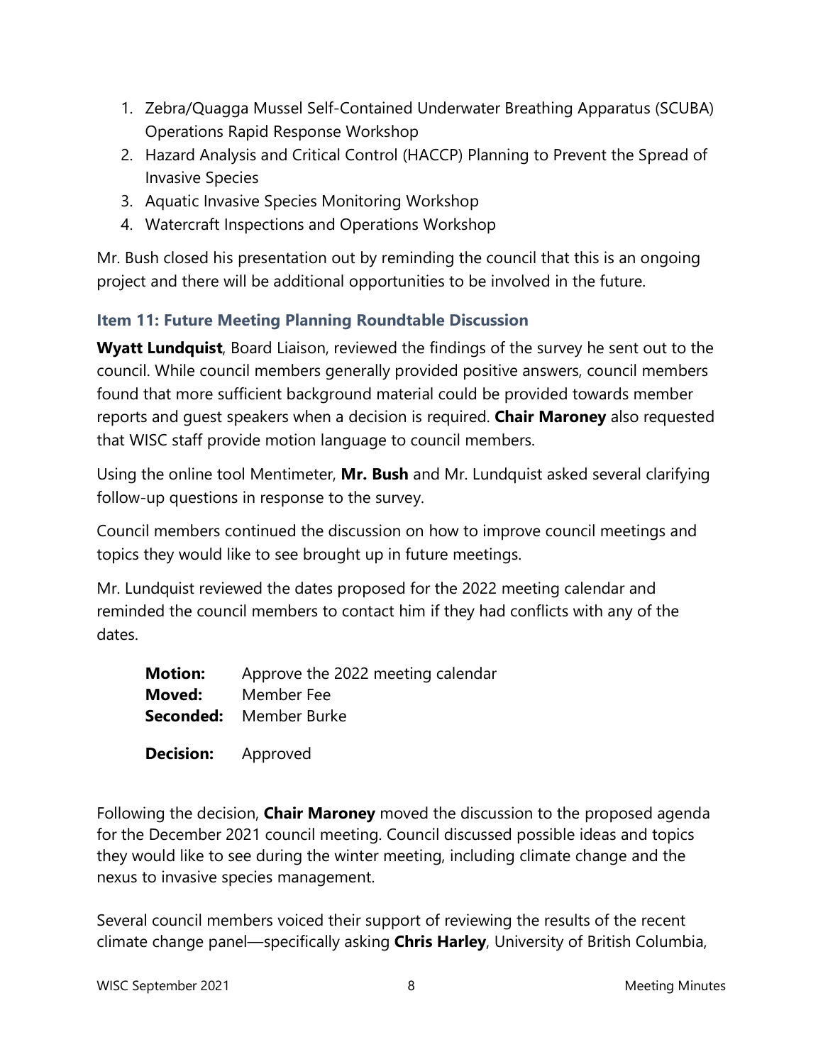1. Zebra/Quagga Mussel Self-Contained Underwater Breathing Apparatus (SCUBA) Operations Rapid Response Workshop
2. Hazard Analysis and Critical Control (HACCP) Planning to Prevent the Spread of Invasive Species
3. Aquatic Invasive Species Monitoring Workshop
4. Watercraft Inspections and Operations Workshop

Mr. Bush closed his presentation out by reminding the council that this is an ongoing project and there will be additional opportunities to be involved in the future.

### Item 11: Future Meeting Planning Roundtable Discussion

**Wyatt Lundquist**, Board Liaison, reviewed the findings of the survey he sent out to the council. While council members generally provided positive answers, council members found that more sufficient background material could be provided towards member reports and guest speakers when a decision is required. **Chair Maroney** also requested that WISC staff provide motion language to council members.

Using the online tool Mentimeter, **Mr. Bush** and Mr. Lundquist asked several clarifying follow-up questions in response to the survey.

Council members continued the discussion on how to improve council meetings and topics they would like to see brought up in future meetings.

Mr. Lundquist reviewed the dates proposed for the 2022 meeting calendar and reminded the council members to contact him if they had conflicts with any of the dates.

**Motion:** Approve the 2022 meeting calendar
**Moved:** Member Fee
**Seconded:** Member Burke

**Decision:** Approved

Following the decision, **Chair Maroney** moved the discussion to the proposed agenda for the December 2021 council meeting. Council discussed possible ideas and topics they would like to see during the winter meeting, including climate change and the nexus to invasive species management.

Several council members voiced their support of reviewing the results of the recent climate change panel—specifically asking **Chris Harley**, University of British Columbia,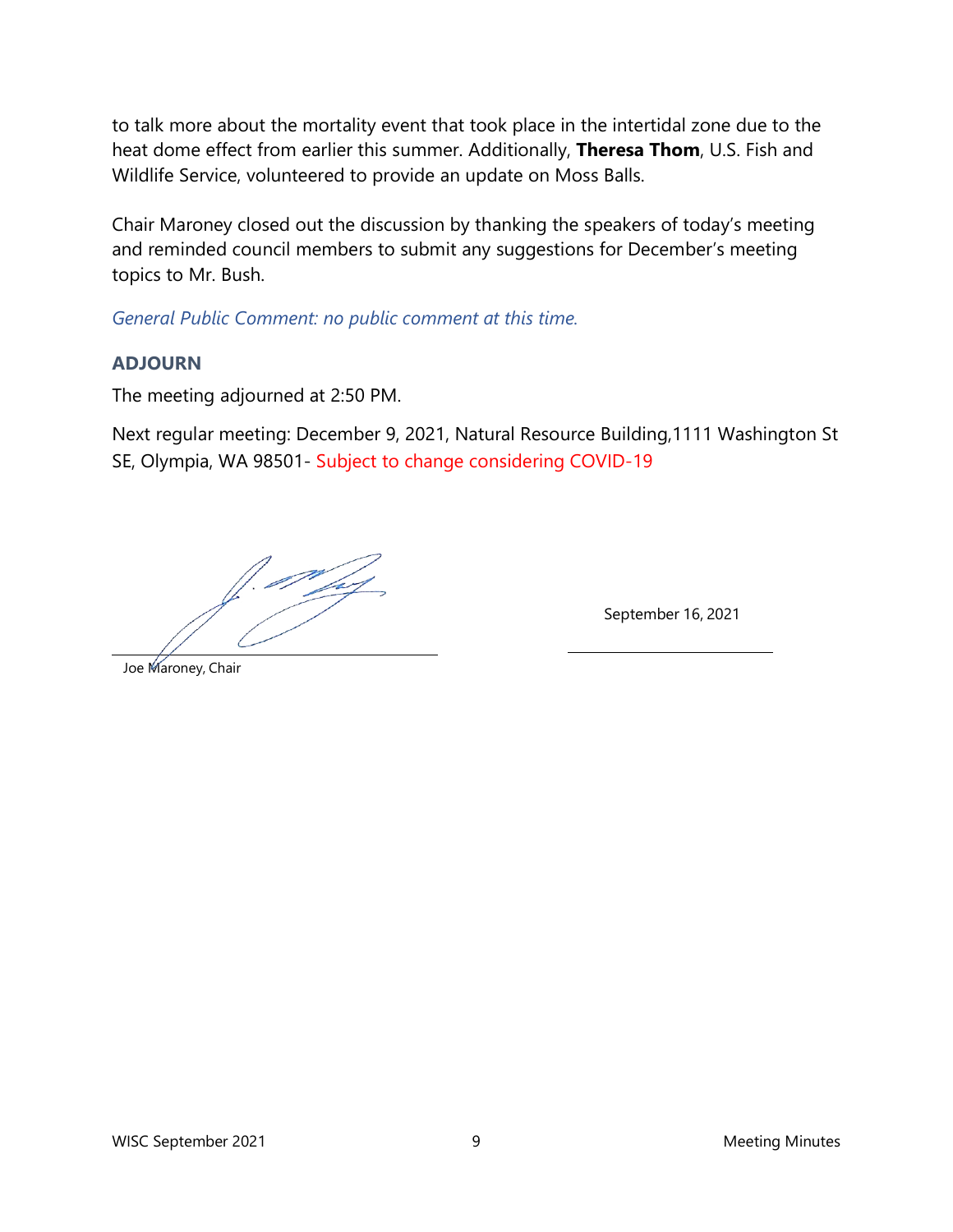to talk more about the mortality event that took place in the intertidal zone due to the heat dome effect from earlier this summer. Additionally, **Theresa Thom**, U.S. Fish and Wildlife Service, volunteered to provide an update on Moss Balls.

Chair Maroney closed out the discussion by thanking the speakers of today's meeting and reminded council members to submit any suggestions for December's meeting topics to Mr. Bush.

*General Public Comment: no public comment at this time.*

### ADJOURN

The meeting adjourned at 2:50 PM.

Next regular meeting: December 9, 2021, Natural Resource Building,1111 Washington St SE, Olympia, WA 98501- Subject to change considering COVID-19

Joe Maroney, Chair

September 16, 2021